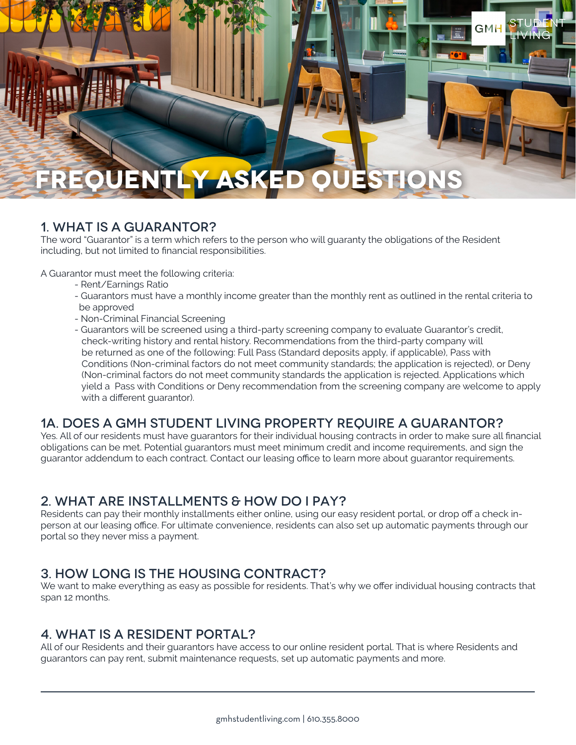# FREQUENTLY ASKED QUESTIONS

## 1. WHAT IS A GUARANTOR?

The word "Guarantor" is a term which refers to the person who will guaranty the obligations of the Resident including, but not limited to financial responsibilities.

A Guarantor must meet the following criteria:

- Rent/Earnings Ratio
- Guarantors must have a monthly income greater than the monthly rent as outlined in the rental criteria to be approved
- Non-Criminal Financial Screening
- Guarantors will be screened using a third-party screening company to evaluate Guarantor's credit, check-writing history and rental history. Recommendations from the third-party company will be returned as one of the following: Full Pass (Standard deposits apply, if applicable), Pass with Conditions (Non-criminal factors do not meet community standards; the application is rejected), or Deny (Non-criminal factors do not meet community standards the application is rejected. Applications which yield a Pass with Conditions or Deny recommendation from the screening company are welcome to apply with a different guarantor).

## 1A. DOES A GMH STUDENT LIVING PROPERTY REQUIRE A GUARANTOR?

Yes. All of our residents must have guarantors for their individual housing contracts in order to make sure all financial obligations can be met. Potential guarantors must meet minimum credit and income requirements, and sign the guarantor addendum to each contract. Contact our leasing office to learn more about guarantor requirements.

## 2. WHAT ARE INSTALLMENTS & HOW DO I PAY?

Residents can pay their monthly installments either online, using our easy resident portal, or drop off a check in-person at our leasing office. For ultimate convenience, residents can also set up automatic payments through our portal so they never miss a payment.

## 3. HOW LONG IS THE HOUSING CONTRACT?

We want to make everything as easy as possible for residents. That's why we offer individual housing contracts that span 12 months.

## 4. WHAT IS A RESIDENT PORTAL?

All of our Residents and their guarantors have access to our online resident portal. That is where Residents and guarantors can pay rent, submit maintenance requests, set up automatic payments and more.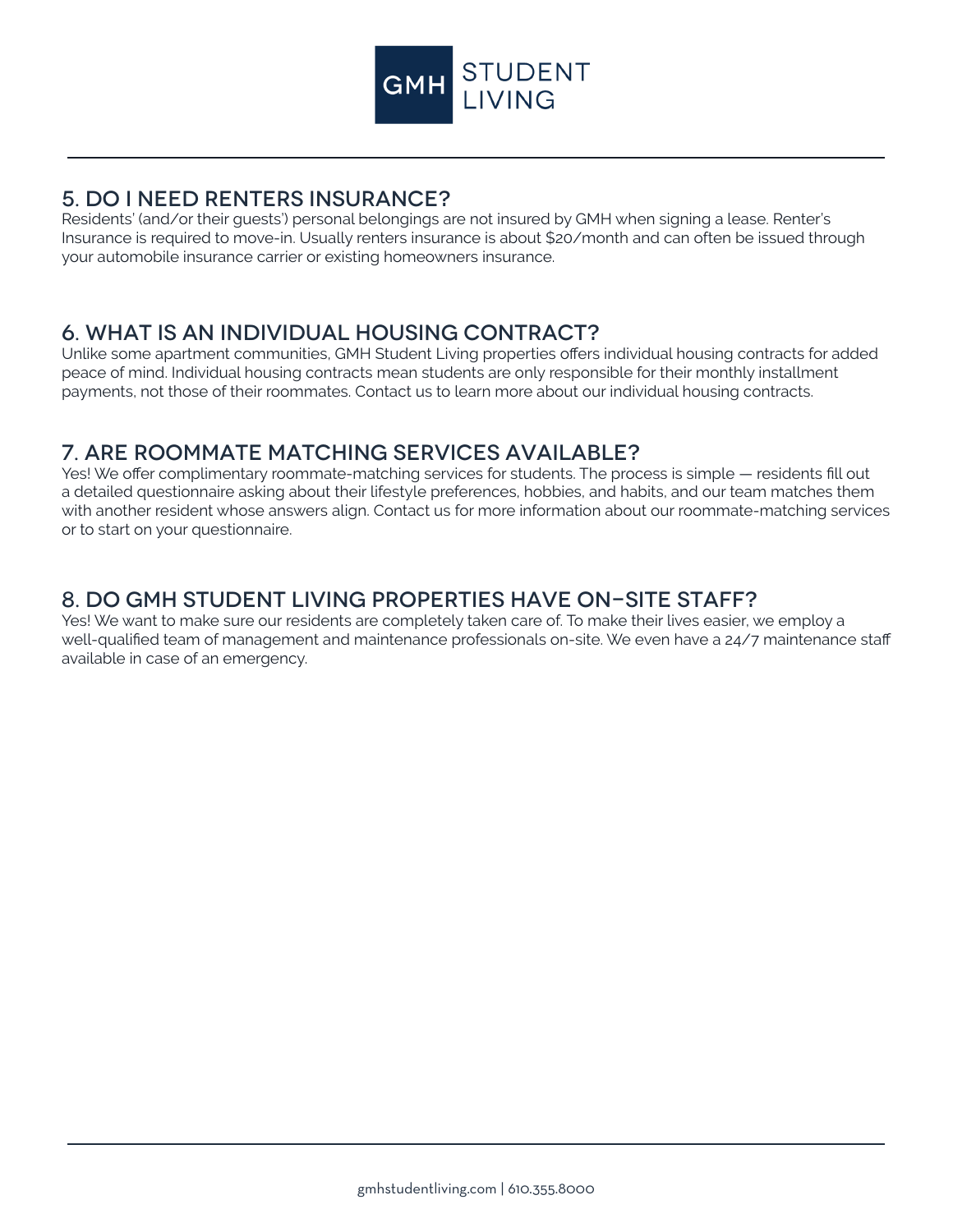## 5. DO I NEED RENTERS INSURANCE?

Residents' (and/or their guests') personal belongings are not insured by GMH when signing a lease. Renter's Insurance is required to move-in. Usually renters insurance is about $20/month and can often be issued through your automobile insurance carrier or existing homeowners insurance.

## 6. WHAT IS AN INDIVIDUAL HOUSING CONTRACT?

Unlike some apartment communities, GMH Student Living properties offers individual housing contracts for added peace of mind. Individual housing contracts mean students are only responsible for their monthly installment payments, not those of their roommates. Contact us to learn more about our individual housing contracts.

## 7. ARE ROOMMATE MATCHING SERVICES AVAILABLE?

Yes! We offer complimentary roommate-matching services for students. The process is simple — residents fill out a detailed questionnaire asking about their lifestyle preferences, hobbies, and habits, and our team matches them with another resident whose answers align. Contact us for more information about our roommate-matching services or to start on your questionnaire.

## 8. DO GMH STUDENT LIVING PROPERTIES HAVE ON-SITE STAFF?

Yes! We want to make sure our residents are completely taken care of. To make their lives easier, we employ a well-qualified team of management and maintenance professionals on-site. We even have a 24/7 maintenance staff available in case of an emergency.